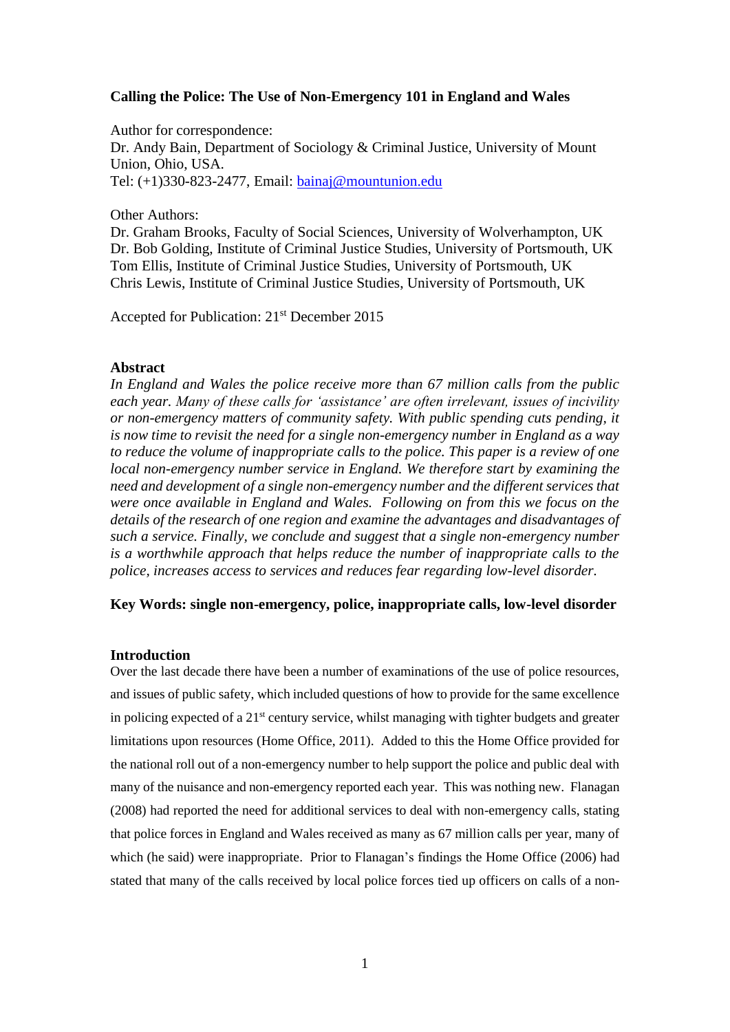**Calling the Police: The Use of Non-Emergency 101 in England and Wales**

Author for correspondence:
Dr. Andy Bain, Department of Sociology & Criminal Justice, University of Mount Union, Ohio, USA.
Tel: (+1)330-823-2477, Email: bainaj@mountunion.edu

Other Authors:
Dr. Graham Brooks, Faculty of Social Sciences, University of Wolverhampton, UK
Dr. Bob Golding, Institute of Criminal Justice Studies, University of Portsmouth, UK
Tom Ellis, Institute of Criminal Justice Studies, University of Portsmouth, UK
Chris Lewis, Institute of Criminal Justice Studies, University of Portsmouth, UK

Accepted for Publication: 21st December 2015

## Abstract

*In England and Wales the police receive more than 67 million calls from the public each year. Many of these calls for 'assistance' are often irrelevant, issues of incivility or non-emergency matters of community safety. With public spending cuts pending, it is now time to revisit the need for a single non-emergency number in England as a way to reduce the volume of inappropriate calls to the police. This paper is a review of one local non-emergency number service in England. We therefore start by examining the need and development of a single non-emergency number and the different services that were once available in England and Wales. Following on from this we focus on the details of the research of one region and examine the advantages and disadvantages of such a service. Finally, we conclude and suggest that a single non-emergency number is a worthwhile approach that helps reduce the number of inappropriate calls to the police, increases access to services and reduces fear regarding low-level disorder.*

**Key Words: single non-emergency, police, inappropriate calls, low-level disorder**

## Introduction

Over the last decade there have been a number of examinations of the use of police resources, and issues of public safety, which included questions of how to provide for the same excellence in policing expected of a 21st century service, whilst managing with tighter budgets and greater limitations upon resources (Home Office, 2011). Added to this the Home Office provided for the national roll out of a non-emergency number to help support the police and public deal with many of the nuisance and non-emergency reported each year. This was nothing new. Flanagan (2008) had reported the need for additional services to deal with non-emergency calls, stating that police forces in England and Wales received as many as 67 million calls per year, many of which (he said) were inappropriate. Prior to Flanagan's findings the Home Office (2006) had stated that many of the calls received by local police forces tied up officers on calls of a non-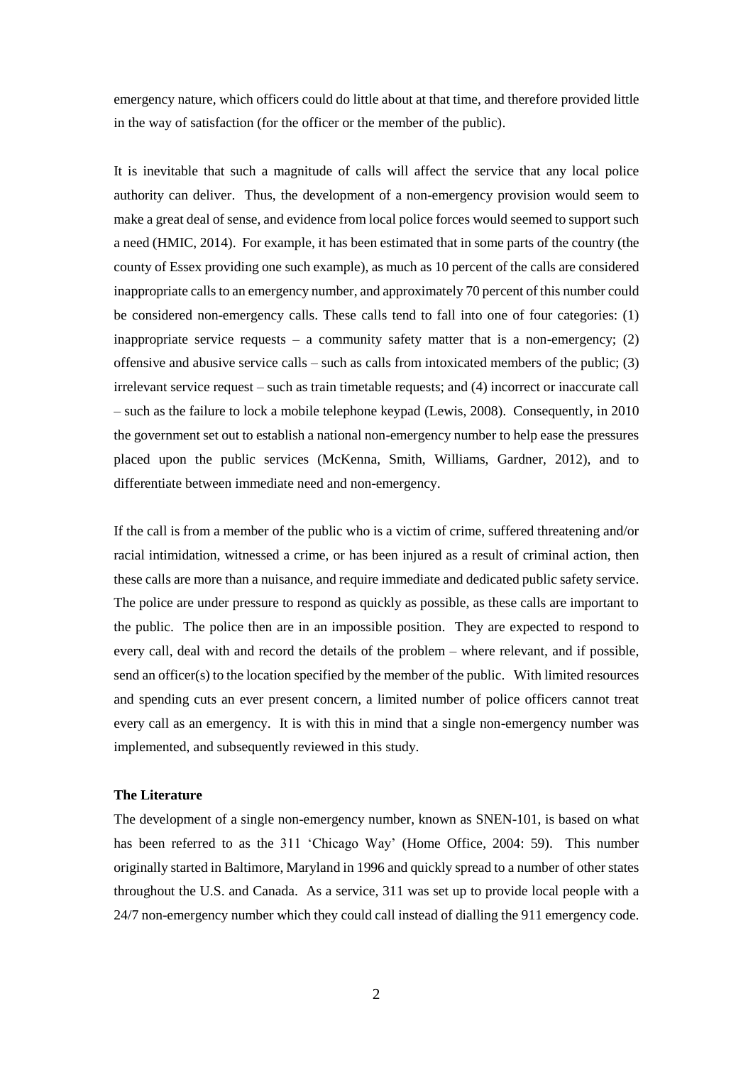emergency nature, which officers could do little about at that time, and therefore provided little in the way of satisfaction (for the officer or the member of the public).

It is inevitable that such a magnitude of calls will affect the service that any local police authority can deliver. Thus, the development of a non-emergency provision would seem to make a great deal of sense, and evidence from local police forces would seemed to support such a need (HMIC, 2014). For example, it has been estimated that in some parts of the country (the county of Essex providing one such example), as much as 10 percent of the calls are considered inappropriate calls to an emergency number, and approximately 70 percent of this number could be considered non-emergency calls. These calls tend to fall into one of four categories: (1) inappropriate service requests – a community safety matter that is a non-emergency; (2) offensive and abusive service calls – such as calls from intoxicated members of the public; (3) irrelevant service request – such as train timetable requests; and (4) incorrect or inaccurate call – such as the failure to lock a mobile telephone keypad (Lewis, 2008). Consequently, in 2010 the government set out to establish a national non-emergency number to help ease the pressures placed upon the public services (McKenna, Smith, Williams, Gardner, 2012), and to differentiate between immediate need and non-emergency.

If the call is from a member of the public who is a victim of crime, suffered threatening and/or racial intimidation, witnessed a crime, or has been injured as a result of criminal action, then these calls are more than a nuisance, and require immediate and dedicated public safety service. The police are under pressure to respond as quickly as possible, as these calls are important to the public. The police then are in an impossible position. They are expected to respond to every call, deal with and record the details of the problem – where relevant, and if possible, send an officer(s) to the location specified by the member of the public. With limited resources and spending cuts an ever present concern, a limited number of police officers cannot treat every call as an emergency. It is with this in mind that a single non-emergency number was implemented, and subsequently reviewed in this study.

**The Literature**

The development of a single non-emergency number, known as SNEN-101, is based on what has been referred to as the 311 'Chicago Way' (Home Office, 2004: 59). This number originally started in Baltimore, Maryland in 1996 and quickly spread to a number of other states throughout the U.S. and Canada. As a service, 311 was set up to provide local people with a 24/7 non-emergency number which they could call instead of dialling the 911 emergency code.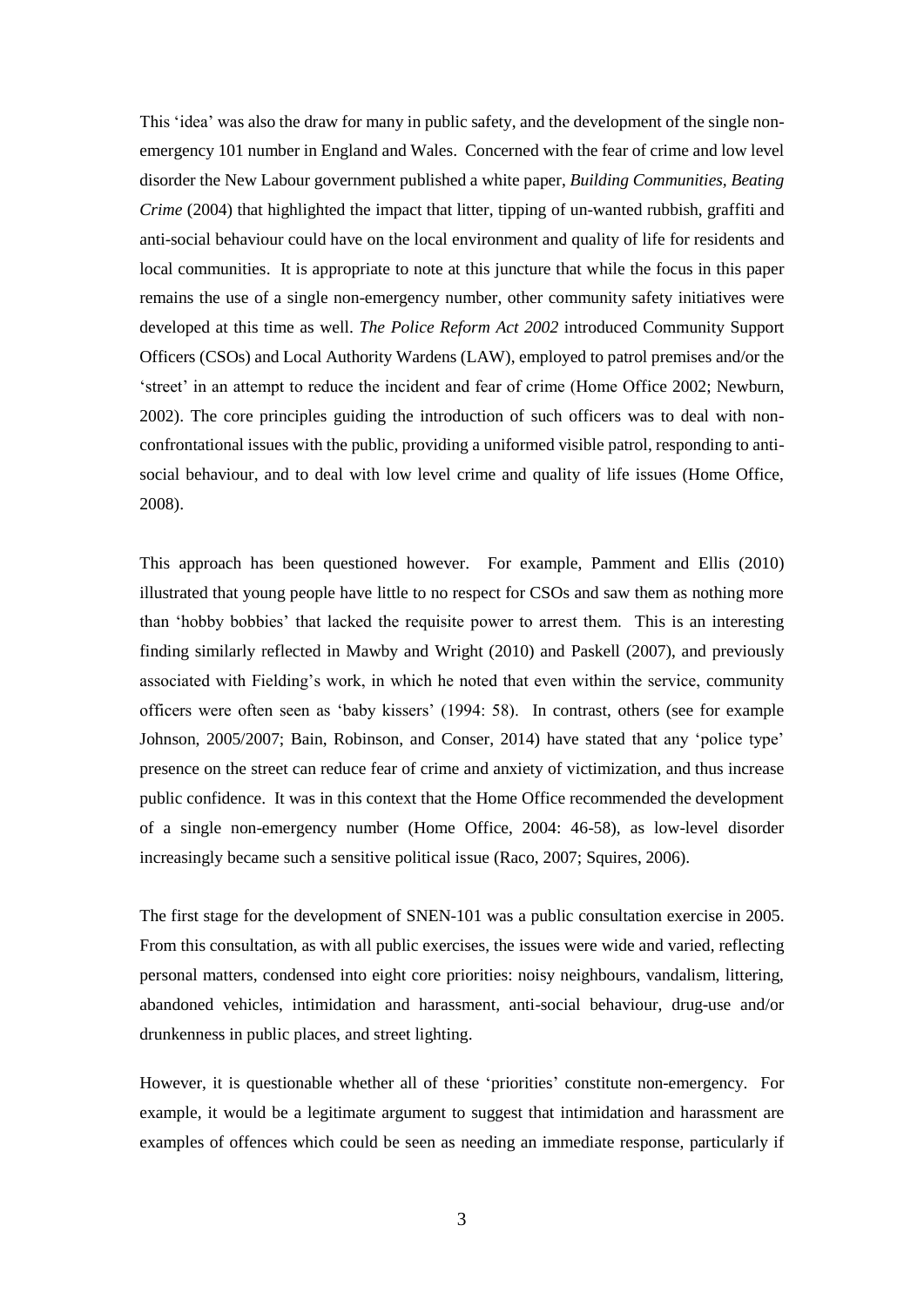This 'idea' was also the draw for many in public safety, and the development of the single non-emergency 101 number in England and Wales. Concerned with the fear of crime and low level disorder the New Labour government published a white paper, *Building Communities, Beating Crime* (2004) that highlighted the impact that litter, tipping of un-wanted rubbish, graffiti and anti-social behaviour could have on the local environment and quality of life for residents and local communities. It is appropriate to note at this juncture that while the focus in this paper remains the use of a single non-emergency number, other community safety initiatives were developed at this time as well. *The Police Reform Act 2002* introduced Community Support Officers (CSOs) and Local Authority Wardens (LAW), employed to patrol premises and/or the 'street' in an attempt to reduce the incident and fear of crime (Home Office 2002; Newburn, 2002). The core principles guiding the introduction of such officers was to deal with non-confrontational issues with the public, providing a uniformed visible patrol, responding to anti-social behaviour, and to deal with low level crime and quality of life issues (Home Office, 2008).

This approach has been questioned however. For example, Pamment and Ellis (2010) illustrated that young people have little to no respect for CSOs and saw them as nothing more than 'hobby bobbies' that lacked the requisite power to arrest them. This is an interesting finding similarly reflected in Mawby and Wright (2010) and Paskell (2007), and previously associated with Fielding's work, in which he noted that even within the service, community officers were often seen as 'baby kissers' (1994: 58). In contrast, others (see for example Johnson, 2005/2007; Bain, Robinson, and Conser, 2014) have stated that any 'police type' presence on the street can reduce fear of crime and anxiety of victimization, and thus increase public confidence. It was in this context that the Home Office recommended the development of a single non-emergency number (Home Office, 2004: 46-58), as low-level disorder increasingly became such a sensitive political issue (Raco, 2007; Squires, 2006).

The first stage for the development of SNEN-101 was a public consultation exercise in 2005. From this consultation, as with all public exercises, the issues were wide and varied, reflecting personal matters, condensed into eight core priorities: noisy neighbours, vandalism, littering, abandoned vehicles, intimidation and harassment, anti-social behaviour, drug-use and/or drunkenness in public places, and street lighting.

However, it is questionable whether all of these 'priorities' constitute non-emergency. For example, it would be a legitimate argument to suggest that intimidation and harassment are examples of offences which could be seen as needing an immediate response, particularly if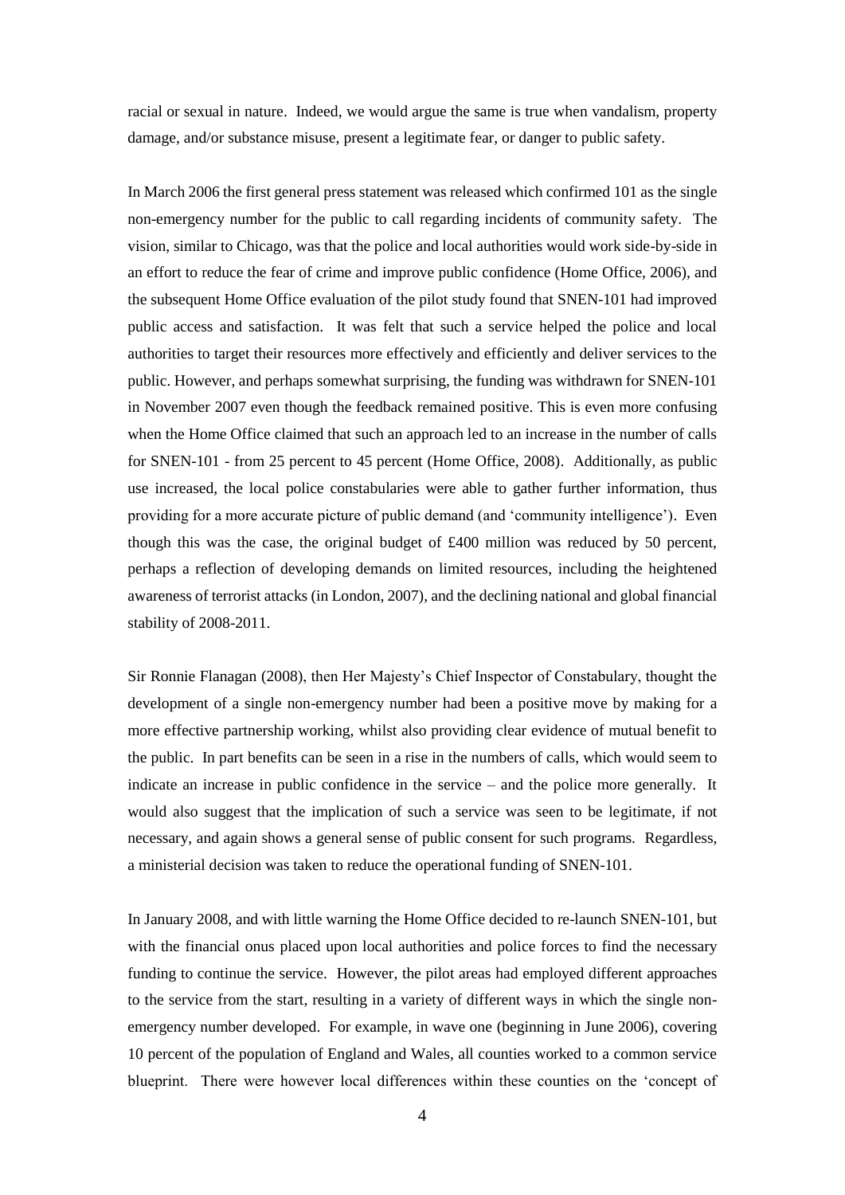racial or sexual in nature. Indeed, we would argue the same is true when vandalism, property damage, and/or substance misuse, present a legitimate fear, or danger to public safety.

In March 2006 the first general press statement was released which confirmed 101 as the single non-emergency number for the public to call regarding incidents of community safety. The vision, similar to Chicago, was that the police and local authorities would work side-by-side in an effort to reduce the fear of crime and improve public confidence (Home Office, 2006), and the subsequent Home Office evaluation of the pilot study found that SNEN-101 had improved public access and satisfaction. It was felt that such a service helped the police and local authorities to target their resources more effectively and efficiently and deliver services to the public. However, and perhaps somewhat surprising, the funding was withdrawn for SNEN-101 in November 2007 even though the feedback remained positive. This is even more confusing when the Home Office claimed that such an approach led to an increase in the number of calls for SNEN-101 - from 25 percent to 45 percent (Home Office, 2008). Additionally, as public use increased, the local police constabularies were able to gather further information, thus providing for a more accurate picture of public demand (and 'community intelligence'). Even though this was the case, the original budget of £400 million was reduced by 50 percent, perhaps a reflection of developing demands on limited resources, including the heightened awareness of terrorist attacks (in London, 2007), and the declining national and global financial stability of 2008-2011.

Sir Ronnie Flanagan (2008), then Her Majesty's Chief Inspector of Constabulary, thought the development of a single non-emergency number had been a positive move by making for a more effective partnership working, whilst also providing clear evidence of mutual benefit to the public. In part benefits can be seen in a rise in the numbers of calls, which would seem to indicate an increase in public confidence in the service – and the police more generally. It would also suggest that the implication of such a service was seen to be legitimate, if not necessary, and again shows a general sense of public consent for such programs. Regardless, a ministerial decision was taken to reduce the operational funding of SNEN-101.

In January 2008, and with little warning the Home Office decided to re-launch SNEN-101, but with the financial onus placed upon local authorities and police forces to find the necessary funding to continue the service. However, the pilot areas had employed different approaches to the service from the start, resulting in a variety of different ways in which the single non-emergency number developed. For example, in wave one (beginning in June 2006), covering 10 percent of the population of England and Wales, all counties worked to a common service blueprint. There were however local differences within these counties on the 'concept of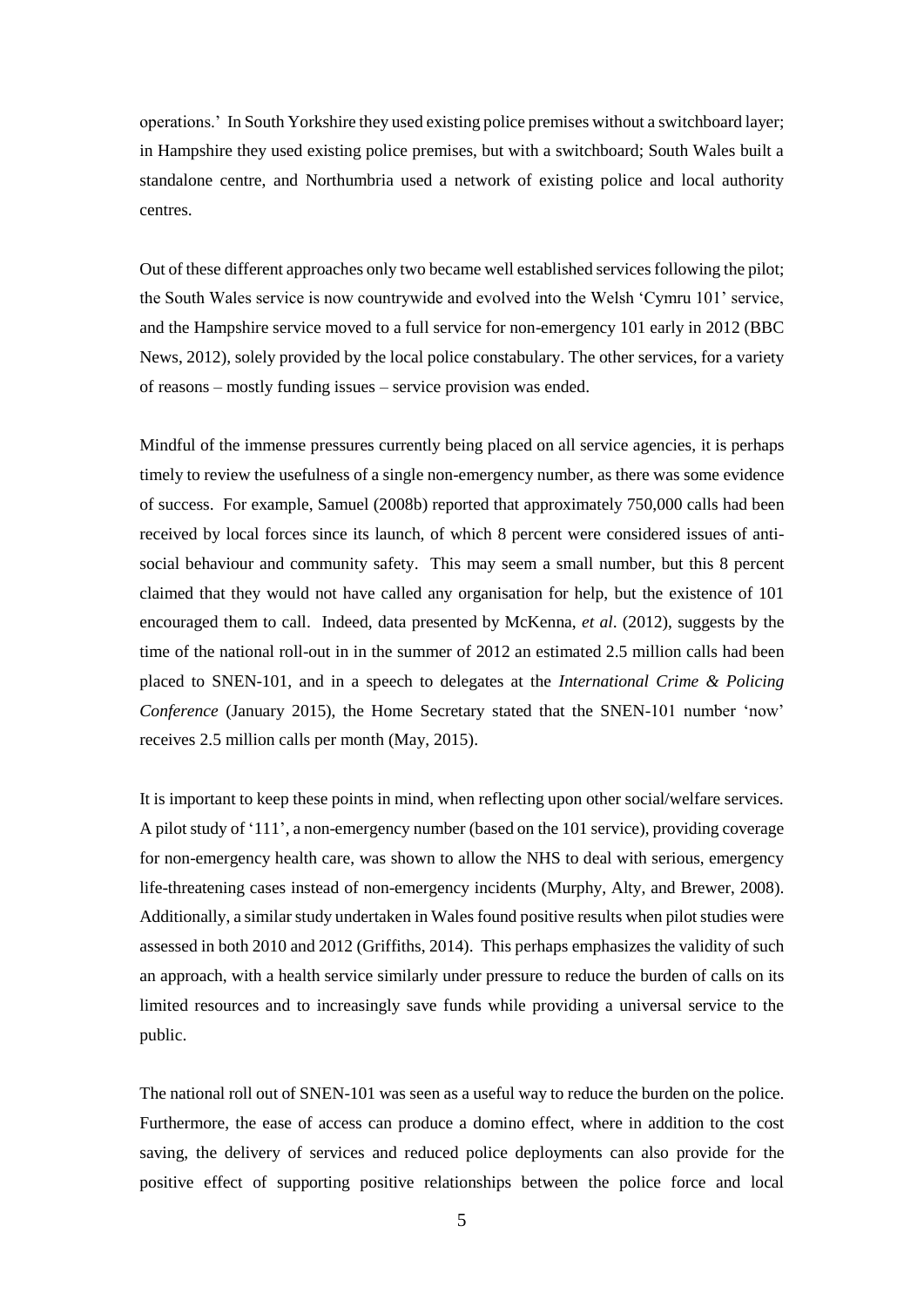operations.' In South Yorkshire they used existing police premises without a switchboard layer; in Hampshire they used existing police premises, but with a switchboard; South Wales built a standalone centre, and Northumbria used a network of existing police and local authority centres.

Out of these different approaches only two became well established services following the pilot; the South Wales service is now countrywide and evolved into the Welsh 'Cymru 101' service, and the Hampshire service moved to a full service for non-emergency 101 early in 2012 (BBC News, 2012), solely provided by the local police constabulary. The other services, for a variety of reasons – mostly funding issues – service provision was ended.

Mindful of the immense pressures currently being placed on all service agencies, it is perhaps timely to review the usefulness of a single non-emergency number, as there was some evidence of success. For example, Samuel (2008b) reported that approximately 750,000 calls had been received by local forces since its launch, of which 8 percent were considered issues of anti-social behaviour and community safety. This may seem a small number, but this 8 percent claimed that they would not have called any organisation for help, but the existence of 101 encouraged them to call. Indeed, data presented by McKenna, *et al*. (2012), suggests by the time of the national roll-out in in the summer of 2012 an estimated 2.5 million calls had been placed to SNEN-101, and in a speech to delegates at the *International Crime & Policing Conference* (January 2015), the Home Secretary stated that the SNEN-101 number 'now' receives 2.5 million calls per month (May, 2015).

It is important to keep these points in mind, when reflecting upon other social/welfare services. A pilot study of '111', a non-emergency number (based on the 101 service), providing coverage for non-emergency health care, was shown to allow the NHS to deal with serious, emergency life-threatening cases instead of non-emergency incidents (Murphy, Alty, and Brewer, 2008). Additionally, a similar study undertaken in Wales found positive results when pilot studies were assessed in both 2010 and 2012 (Griffiths, 2014). This perhaps emphasizes the validity of such an approach, with a health service similarly under pressure to reduce the burden of calls on its limited resources and to increasingly save funds while providing a universal service to the public.

The national roll out of SNEN-101 was seen as a useful way to reduce the burden on the police. Furthermore, the ease of access can produce a domino effect, where in addition to the cost saving, the delivery of services and reduced police deployments can also provide for the positive effect of supporting positive relationships between the police force and local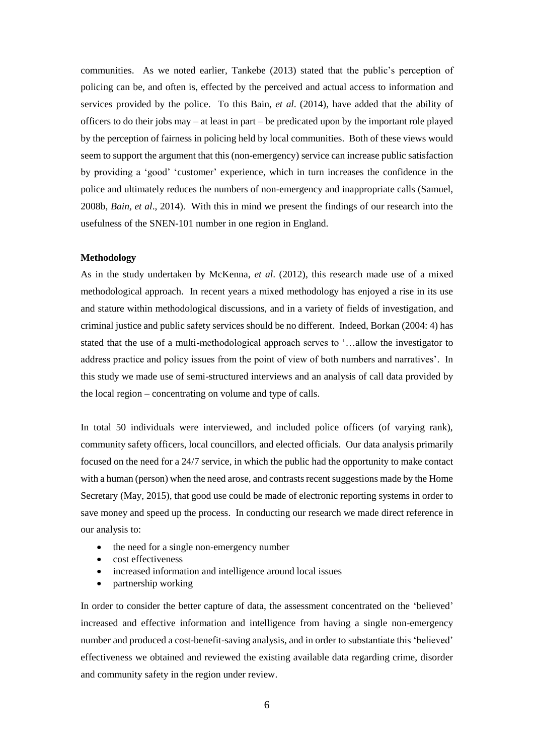communities. As we noted earlier, Tankebe (2013) stated that the public's perception of policing can be, and often is, effected by the perceived and actual access to information and services provided by the police. To this Bain, *et al*. (2014), have added that the ability of officers to do their jobs may – at least in part – be predicated upon by the important role played by the perception of fairness in policing held by local communities. Both of these views would seem to support the argument that this (non-emergency) service can increase public satisfaction by providing a 'good' 'customer' experience, which in turn increases the confidence in the police and ultimately reduces the numbers of non-emergency and inappropriate calls (Samuel, 2008b, *Bain, et al*., 2014). With this in mind we present the findings of our research into the usefulness of the SNEN-101 number in one region in England.

**Methodology**

As in the study undertaken by McKenna, *et al*. (2012), this research made use of a mixed methodological approach. In recent years a mixed methodology has enjoyed a rise in its use and stature within methodological discussions, and in a variety of fields of investigation, and criminal justice and public safety services should be no different. Indeed, Borkan (2004: 4) has stated that the use of a multi-methodological approach serves to '…allow the investigator to address practice and policy issues from the point of view of both numbers and narratives'. In this study we made use of semi-structured interviews and an analysis of call data provided by the local region – concentrating on volume and type of calls.

In total 50 individuals were interviewed, and included police officers (of varying rank), community safety officers, local councillors, and elected officials. Our data analysis primarily focused on the need for a 24/7 service, in which the public had the opportunity to make contact with a human (person) when the need arose, and contrasts recent suggestions made by the Home Secretary (May, 2015), that good use could be made of electronic reporting systems in order to save money and speed up the process. In conducting our research we made direct reference in our analysis to:

- the need for a single non-emergency number
- cost effectiveness
- increased information and intelligence around local issues
- partnership working

In order to consider the better capture of data, the assessment concentrated on the 'believed' increased and effective information and intelligence from having a single non-emergency number and produced a cost-benefit-saving analysis, and in order to substantiate this 'believed' effectiveness we obtained and reviewed the existing available data regarding crime, disorder and community safety in the region under review.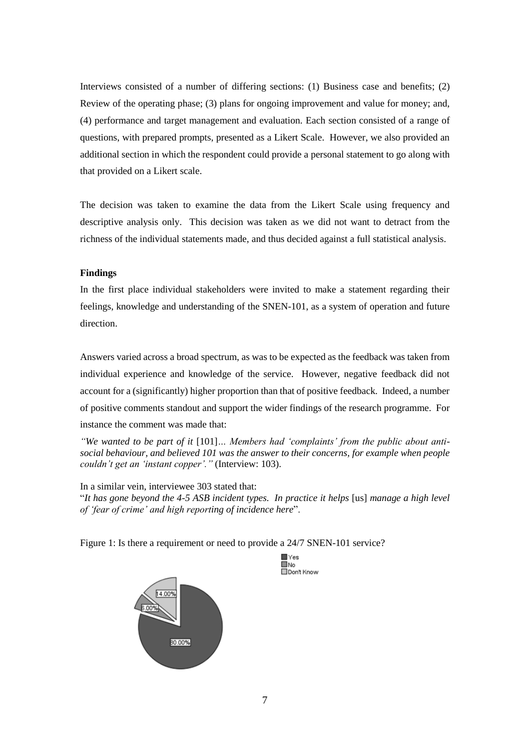Interviews consisted of a number of differing sections: (1) Business case and benefits; (2) Review of the operating phase; (3) plans for ongoing improvement and value for money; and, (4) performance and target management and evaluation. Each section consisted of a range of questions, with prepared prompts, presented as a Likert Scale. However, we also provided an additional section in which the respondent could provide a personal statement to go along with that provided on a Likert scale.

The decision was taken to examine the data from the Likert Scale using frequency and descriptive analysis only. This decision was taken as we did not want to detract from the richness of the individual statements made, and thus decided against a full statistical analysis.

**Findings**

In the first place individual stakeholders were invited to make a statement regarding their feelings, knowledge and understanding of the SNEN-101, as a system of operation and future direction.

Answers varied across a broad spectrum, as was to be expected as the feedback was taken from individual experience and knowledge of the service. However, negative feedback did not account for a (significantly) higher proportion than that of positive feedback. Indeed, a number of positive comments standout and support the wider findings of the research programme. For instance the comment was made that:

*"We wanted to be part of it* [101]*… Members had 'complaints' from the public about anti-social behaviour, and believed 101 was the answer to their concerns, for example when people couldn't get an 'instant copper'."* (Interview: 103).

In a similar vein, interviewee 303 stated that:
"*It has gone beyond the 4-5 ASB incident types. In practice it helps* [us] *manage a high level of 'fear of crime' and high reporting of incidence here*".

Figure 1: Is there a requirement or need to provide a 24/7 SNEN-101 service?

Yes
No
Don't Know

14.00%
6.00%
80.00%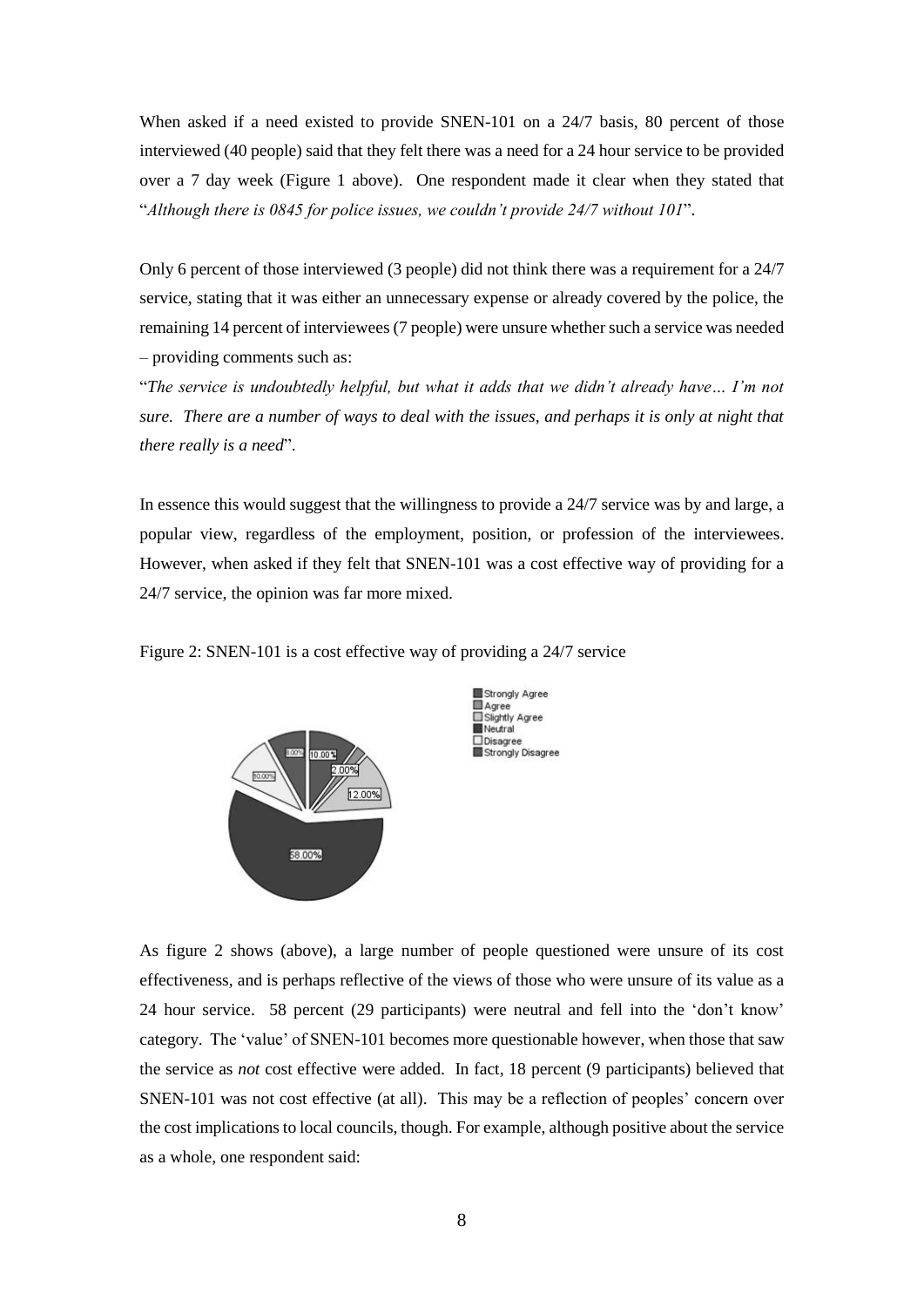When asked if a need existed to provide SNEN-101 on a 24/7 basis, 80 percent of those interviewed (40 people) said that they felt there was a need for a 24 hour service to be provided over a 7 day week (Figure 1 above). One respondent made it clear when they stated that "*Although there is 0845 for police issues, we couldn't provide 24/7 without 101*".

Only 6 percent of those interviewed (3 people) did not think there was a requirement for a 24/7 service, stating that it was either an unnecessary expense or already covered by the police, the remaining 14 percent of interviewees (7 people) were unsure whether such a service was needed – providing comments such as:

"*The service is undoubtedly helpful, but what it adds that we didn't already have… I'm not sure. There are a number of ways to deal with the issues, and perhaps it is only at night that there really is a need*".

In essence this would suggest that the willingness to provide a 24/7 service was by and large, a popular view, regardless of the employment, position, or profession of the interviewees. However, when asked if they felt that SNEN-101 was a cost effective way of providing for a 24/7 service, the opinion was far more mixed.

Figure 2: SNEN-101 is a cost effective way of providing a 24/7 service

As figure 2 shows (above), a large number of people questioned were unsure of its cost effectiveness, and is perhaps reflective of the views of those who were unsure of its value as a 24 hour service. 58 percent (29 participants) were neutral and fell into the 'don't know' category. The 'value' of SNEN-101 becomes more questionable however, when those that saw the service as *not* cost effective were added. In fact, 18 percent (9 participants) believed that SNEN-101 was not cost effective (at all). This may be a reflection of peoples' concern over the cost implications to local councils, though. For example, although positive about the service as a whole, one respondent said: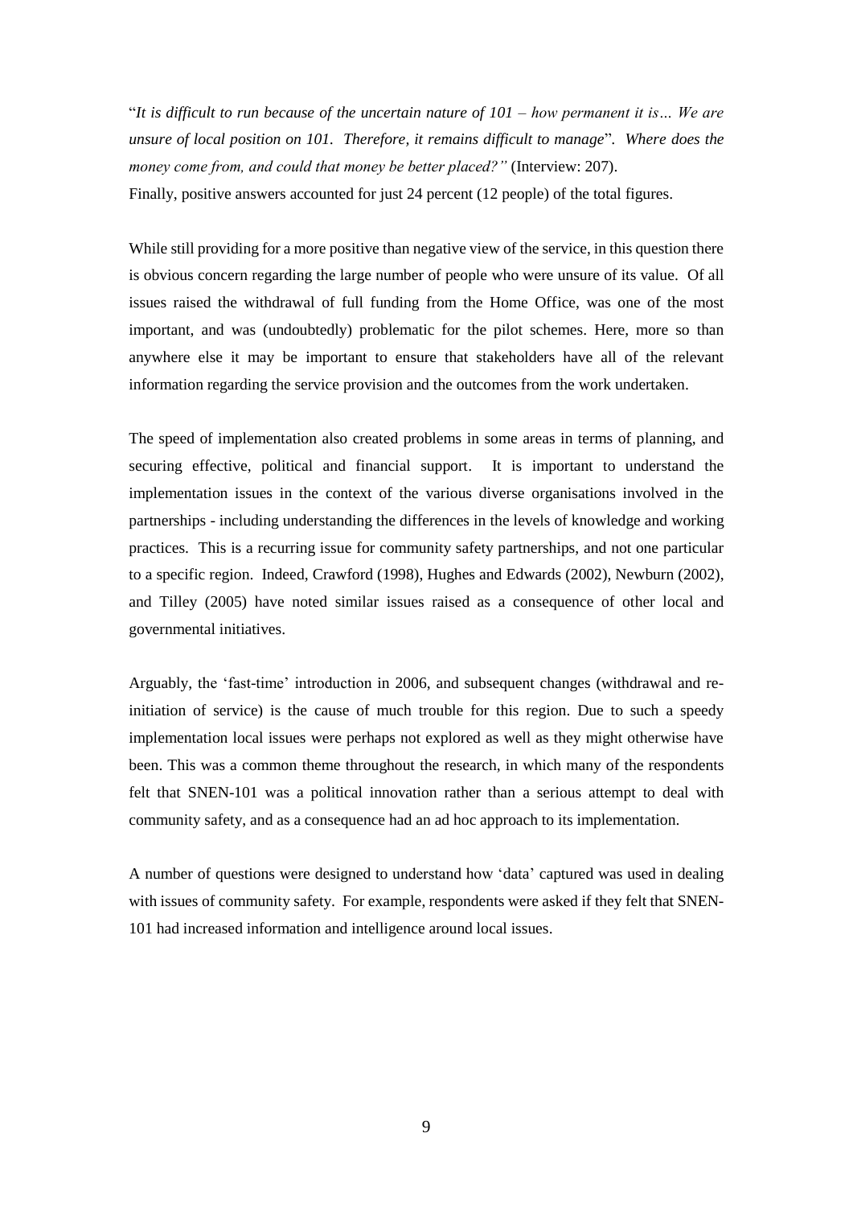"*It is difficult to run because of the uncertain nature of 101 – how permanent it is… We are unsure of local position on 101. Therefore, it remains difficult to manage*". *Where does the money come from, and could that money be better placed?"* (Interview: 207).
Finally, positive answers accounted for just 24 percent (12 people) of the total figures.

While still providing for a more positive than negative view of the service, in this question there is obvious concern regarding the large number of people who were unsure of its value. Of all issues raised the withdrawal of full funding from the Home Office, was one of the most important, and was (undoubtedly) problematic for the pilot schemes. Here, more so than anywhere else it may be important to ensure that stakeholders have all of the relevant information regarding the service provision and the outcomes from the work undertaken.

The speed of implementation also created problems in some areas in terms of planning, and securing effective, political and financial support. It is important to understand the implementation issues in the context of the various diverse organisations involved in the partnerships - including understanding the differences in the levels of knowledge and working practices. This is a recurring issue for community safety partnerships, and not one particular to a specific region. Indeed, Crawford (1998), Hughes and Edwards (2002), Newburn (2002), and Tilley (2005) have noted similar issues raised as a consequence of other local and governmental initiatives.

Arguably, the 'fast-time' introduction in 2006, and subsequent changes (withdrawal and re-initiation of service) is the cause of much trouble for this region. Due to such a speedy implementation local issues were perhaps not explored as well as they might otherwise have been. This was a common theme throughout the research, in which many of the respondents felt that SNEN-101 was a political innovation rather than a serious attempt to deal with community safety, and as a consequence had an ad hoc approach to its implementation.

A number of questions were designed to understand how 'data' captured was used in dealing with issues of community safety. For example, respondents were asked if they felt that SNEN-101 had increased information and intelligence around local issues.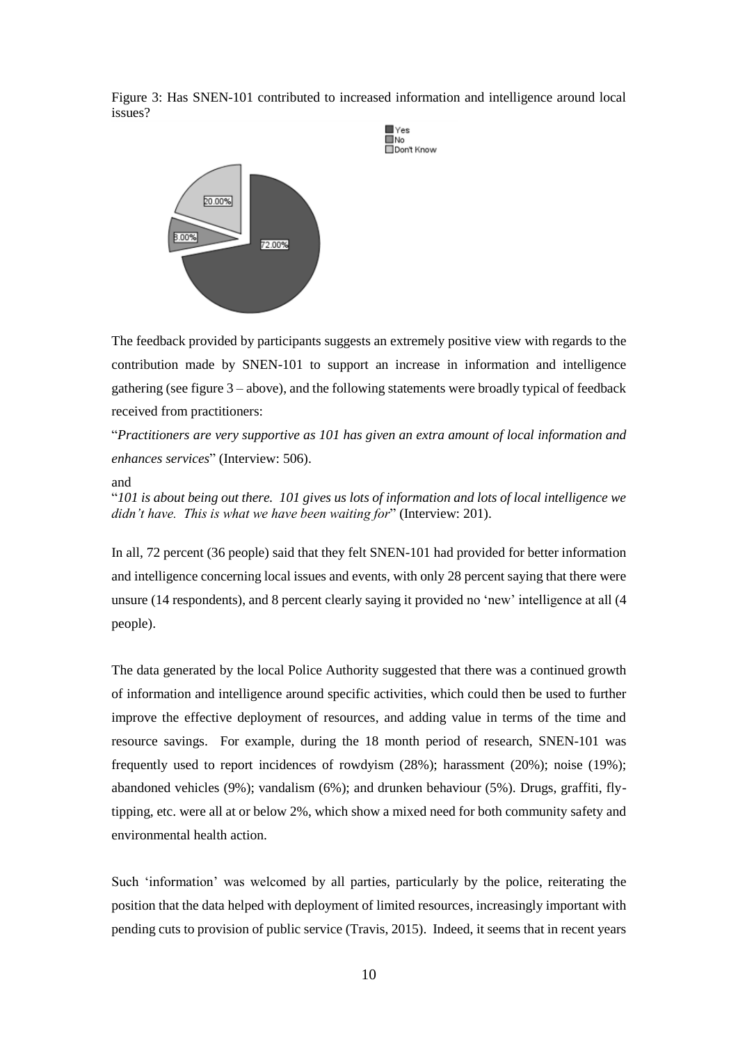Figure 3: Has SNEN-101 contributed to increased information and intelligence around local issues?

The feedback provided by participants suggests an extremely positive view with regards to the contribution made by SNEN-101 to support an increase in information and intelligence gathering (see figure 3 – above), and the following statements were broadly typical of feedback received from practitioners:

"*Practitioners are very supportive as 101 has given an extra amount of local information and enhances services*" (Interview: 506).

and

"*101 is about being out there. 101 gives us lots of information and lots of local intelligence we didn't have. This is what we have been waiting for*" (Interview: 201).

In all, 72 percent (36 people) said that they felt SNEN-101 had provided for better information and intelligence concerning local issues and events, with only 28 percent saying that there were unsure (14 respondents), and 8 percent clearly saying it provided no 'new' intelligence at all (4 people).

The data generated by the local Police Authority suggested that there was a continued growth of information and intelligence around specific activities, which could then be used to further improve the effective deployment of resources, and adding value in terms of the time and resource savings. For example, during the 18 month period of research, SNEN-101 was frequently used to report incidences of rowdyism (28%); harassment (20%); noise (19%); abandoned vehicles (9%); vandalism (6%); and drunken behaviour (5%). Drugs, graffiti, fly-tipping, etc. were all at or below 2%, which show a mixed need for both community safety and environmental health action.

Such 'information' was welcomed by all parties, particularly by the police, reiterating the position that the data helped with deployment of limited resources, increasingly important with pending cuts to provision of public service (Travis, 2015). Indeed, it seems that in recent years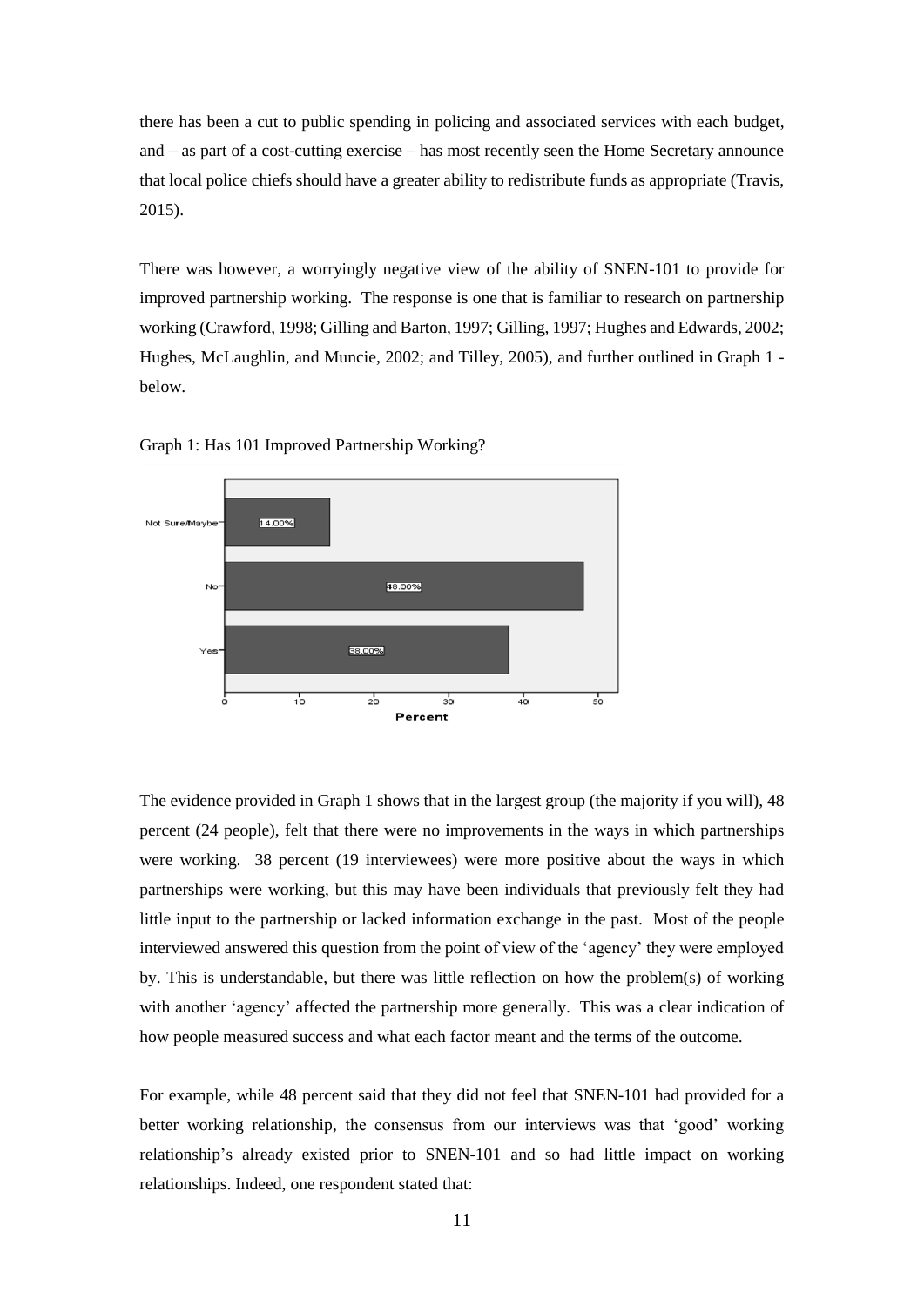there has been a cut to public spending in policing and associated services with each budget, and – as part of a cost-cutting exercise – has most recently seen the Home Secretary announce that local police chiefs should have a greater ability to redistribute funds as appropriate (Travis, 2015).

There was however, a worryingly negative view of the ability of SNEN-101 to provide for improved partnership working. The response is one that is familiar to research on partnership working (Crawford, 1998; Gilling and Barton, 1997; Gilling, 1997; Hughes and Edwards, 2002; Hughes, McLaughlin, and Muncie, 2002; and Tilley, 2005), and further outlined in Graph 1 - below.

Graph 1: Has 101 Improved Partnership Working?

| Response | Percent |
|---|---|
| Not Sure/Maybe | 14.00% |
| No | 48.00% |
| Yes | 38.00% |

The evidence provided in Graph 1 shows that in the largest group (the majority if you will), 48 percent (24 people), felt that there were no improvements in the ways in which partnerships were working. 38 percent (19 interviewees) were more positive about the ways in which partnerships were working, but this may have been individuals that previously felt they had little input to the partnership or lacked information exchange in the past. Most of the people interviewed answered this question from the point of view of the 'agency' they were employed by. This is understandable, but there was little reflection on how the problem(s) of working with another 'agency' affected the partnership more generally. This was a clear indication of how people measured success and what each factor meant and the terms of the outcome.

For example, while 48 percent said that they did not feel that SNEN-101 had provided for a better working relationship, the consensus from our interviews was that 'good' working relationship's already existed prior to SNEN-101 and so had little impact on working relationships. Indeed, one respondent stated that: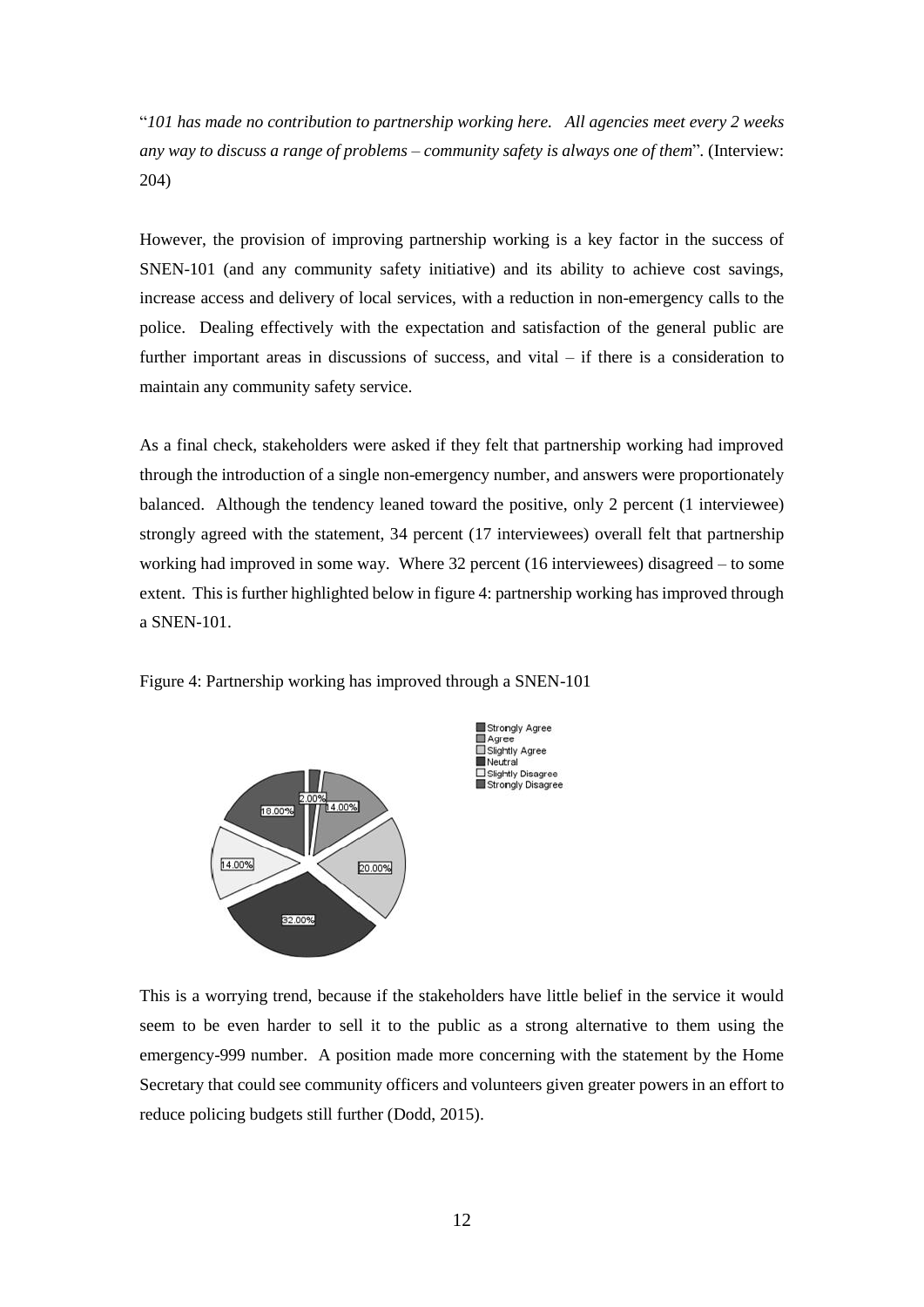"*101 has made no contribution to partnership working here. All agencies meet every 2 weeks any way to discuss a range of problems – community safety is always one of them*". (Interview: 204)

However, the provision of improving partnership working is a key factor in the success of SNEN-101 (and any community safety initiative) and its ability to achieve cost savings, increase access and delivery of local services, with a reduction in non-emergency calls to the police. Dealing effectively with the expectation and satisfaction of the general public are further important areas in discussions of success, and vital – if there is a consideration to maintain any community safety service.

As a final check, stakeholders were asked if they felt that partnership working had improved through the introduction of a single non-emergency number, and answers were proportionately balanced. Although the tendency leaned toward the positive, only 2 percent (1 interviewee) strongly agreed with the statement, 34 percent (17 interviewees) overall felt that partnership working had improved in some way. Where 32 percent (16 interviewees) disagreed – to some extent. This is further highlighted below in figure 4: partnership working has improved through a SNEN-101.

Figure 4: Partnership working has improved through a SNEN-101

This is a worrying trend, because if the stakeholders have little belief in the service it would seem to be even harder to sell it to the public as a strong alternative to them using the emergency-999 number. A position made more concerning with the statement by the Home Secretary that could see community officers and volunteers given greater powers in an effort to reduce policing budgets still further (Dodd, 2015).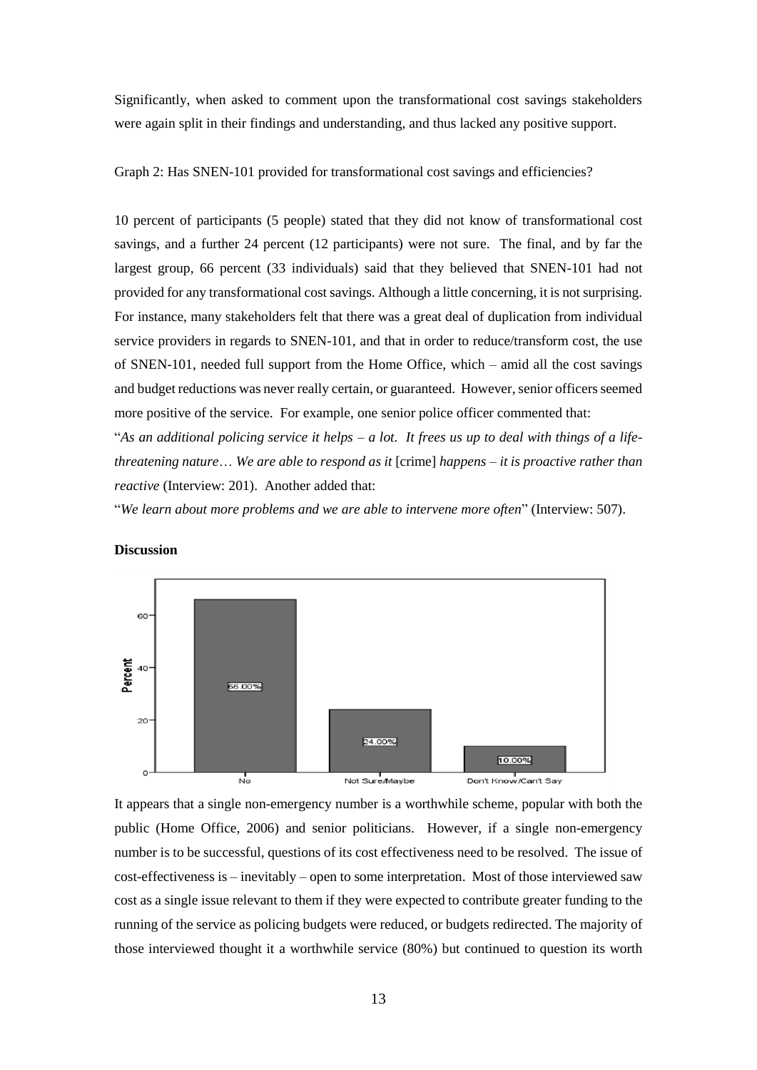Significantly, when asked to comment upon the transformational cost savings stakeholders were again split in their findings and understanding, and thus lacked any positive support.

Graph 2: Has SNEN-101 provided for transformational cost savings and efficiencies?

10 percent of participants (5 people) stated that they did not know of transformational cost savings, and a further 24 percent (12 participants) were not sure. The final, and by far the largest group, 66 percent (33 individuals) said that they believed that SNEN-101 had not provided for any transformational cost savings. Although a little concerning, it is not surprising. For instance, many stakeholders felt that there was a great deal of duplication from individual service providers in regards to SNEN-101, and that in order to reduce/transform cost, the use of SNEN-101, needed full support from the Home Office, which – amid all the cost savings and budget reductions was never really certain, or guaranteed. However, senior officers seemed more positive of the service. For example, one senior police officer commented that:

"*As an additional policing service it helps – a lot. It frees us up to deal with things of a life-threatening nature… We are able to respond as it* [crime] *happens – it is proactive rather than reactive* (Interview: 201). Another added that:

"*We learn about more problems and we are able to intervene more often*" (Interview: 507).

**Discussion**

It appears that a single non-emergency number is a worthwhile scheme, popular with both the public (Home Office, 2006) and senior politicians. However, if a single non-emergency number is to be successful, questions of its cost effectiveness need to be resolved. The issue of cost-effectiveness is – inevitably – open to some interpretation. Most of those interviewed saw cost as a single issue relevant to them if they were expected to contribute greater funding to the running of the service as policing budgets were reduced, or budgets redirected. The majority of those interviewed thought it a worthwhile service (80%) but continued to question its worth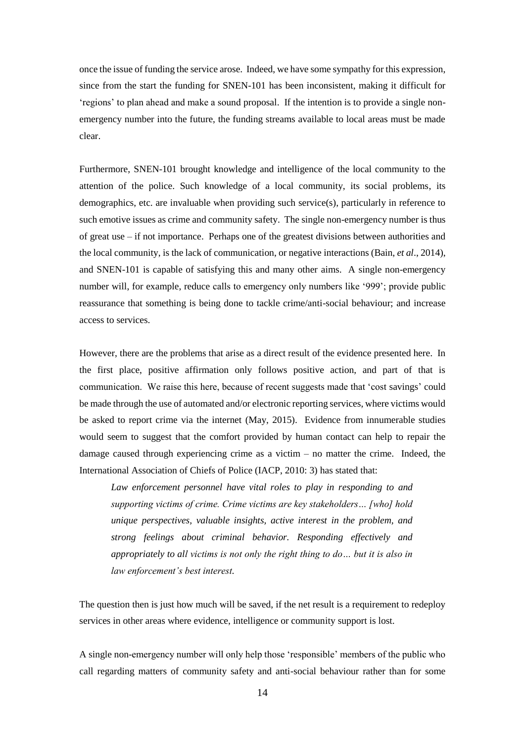once the issue of funding the service arose. Indeed, we have some sympathy for this expression, since from the start the funding for SNEN-101 has been inconsistent, making it difficult for 'regions' to plan ahead and make a sound proposal. If the intention is to provide a single non-emergency number into the future, the funding streams available to local areas must be made clear.

Furthermore, SNEN-101 brought knowledge and intelligence of the local community to the attention of the police. Such knowledge of a local community, its social problems, its demographics, etc. are invaluable when providing such service(s), particularly in reference to such emotive issues as crime and community safety. The single non-emergency number is thus of great use – if not importance. Perhaps one of the greatest divisions between authorities and the local community, is the lack of communication, or negative interactions (Bain, *et al*., 2014), and SNEN-101 is capable of satisfying this and many other aims. A single non-emergency number will, for example, reduce calls to emergency only numbers like '999'; provide public reassurance that something is being done to tackle crime/anti-social behaviour; and increase access to services.

However, there are the problems that arise as a direct result of the evidence presented here. In the first place, positive affirmation only follows positive action, and part of that is communication. We raise this here, because of recent suggests made that 'cost savings' could be made through the use of automated and/or electronic reporting services, where victims would be asked to report crime via the internet (May, 2015). Evidence from innumerable studies would seem to suggest that the comfort provided by human contact can help to repair the damage caused through experiencing crime as a victim – no matter the crime. Indeed, the International Association of Chiefs of Police (IACP, 2010: 3) has stated that:

> *Law enforcement personnel have vital roles to play in responding to and supporting victims of crime. Crime victims are key stakeholders… [who] hold unique perspectives, valuable insights, active interest in the problem, and strong feelings about criminal behavior. Responding effectively and appropriately to all victims is not only the right thing to do… but it is also in law enforcement's best interest.*

The question then is just how much will be saved, if the net result is a requirement to redeploy services in other areas where evidence, intelligence or community support is lost.

A single non-emergency number will only help those 'responsible' members of the public who call regarding matters of community safety and anti-social behaviour rather than for some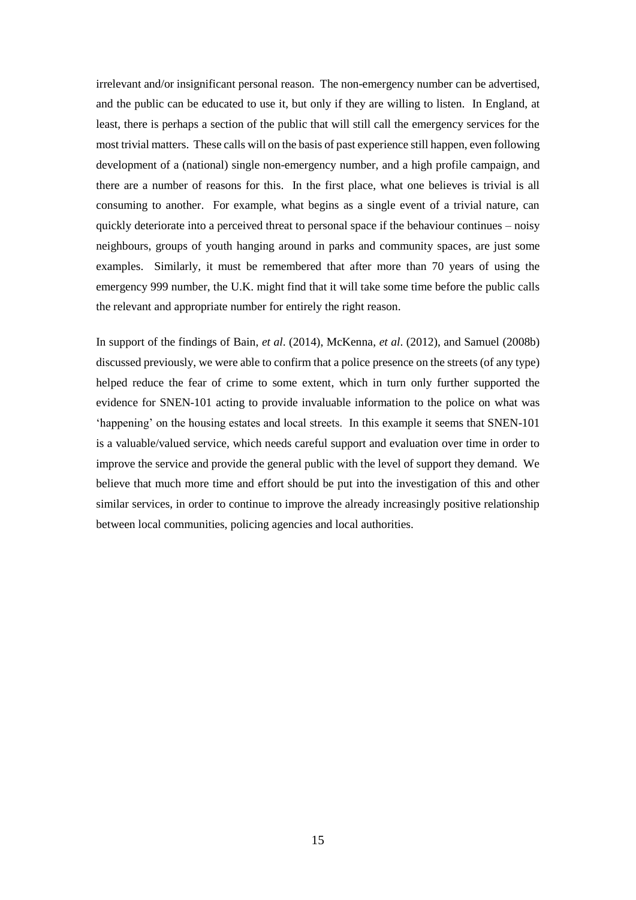irrelevant and/or insignificant personal reason. The non-emergency number can be advertised, and the public can be educated to use it, but only if they are willing to listen. In England, at least, there is perhaps a section of the public that will still call the emergency services for the most trivial matters. These calls will on the basis of past experience still happen, even following development of a (national) single non-emergency number, and a high profile campaign, and there are a number of reasons for this. In the first place, what one believes is trivial is all consuming to another. For example, what begins as a single event of a trivial nature, can quickly deteriorate into a perceived threat to personal space if the behaviour continues – noisy neighbours, groups of youth hanging around in parks and community spaces, are just some examples. Similarly, it must be remembered that after more than 70 years of using the emergency 999 number, the U.K. might find that it will take some time before the public calls the relevant and appropriate number for entirely the right reason.

In support of the findings of Bain, *et al*. (2014), McKenna, *et al*. (2012), and Samuel (2008b) discussed previously, we were able to confirm that a police presence on the streets (of any type) helped reduce the fear of crime to some extent, which in turn only further supported the evidence for SNEN-101 acting to provide invaluable information to the police on what was 'happening' on the housing estates and local streets. In this example it seems that SNEN-101 is a valuable/valued service, which needs careful support and evaluation over time in order to improve the service and provide the general public with the level of support they demand. We believe that much more time and effort should be put into the investigation of this and other similar services, in order to continue to improve the already increasingly positive relationship between local communities, policing agencies and local authorities.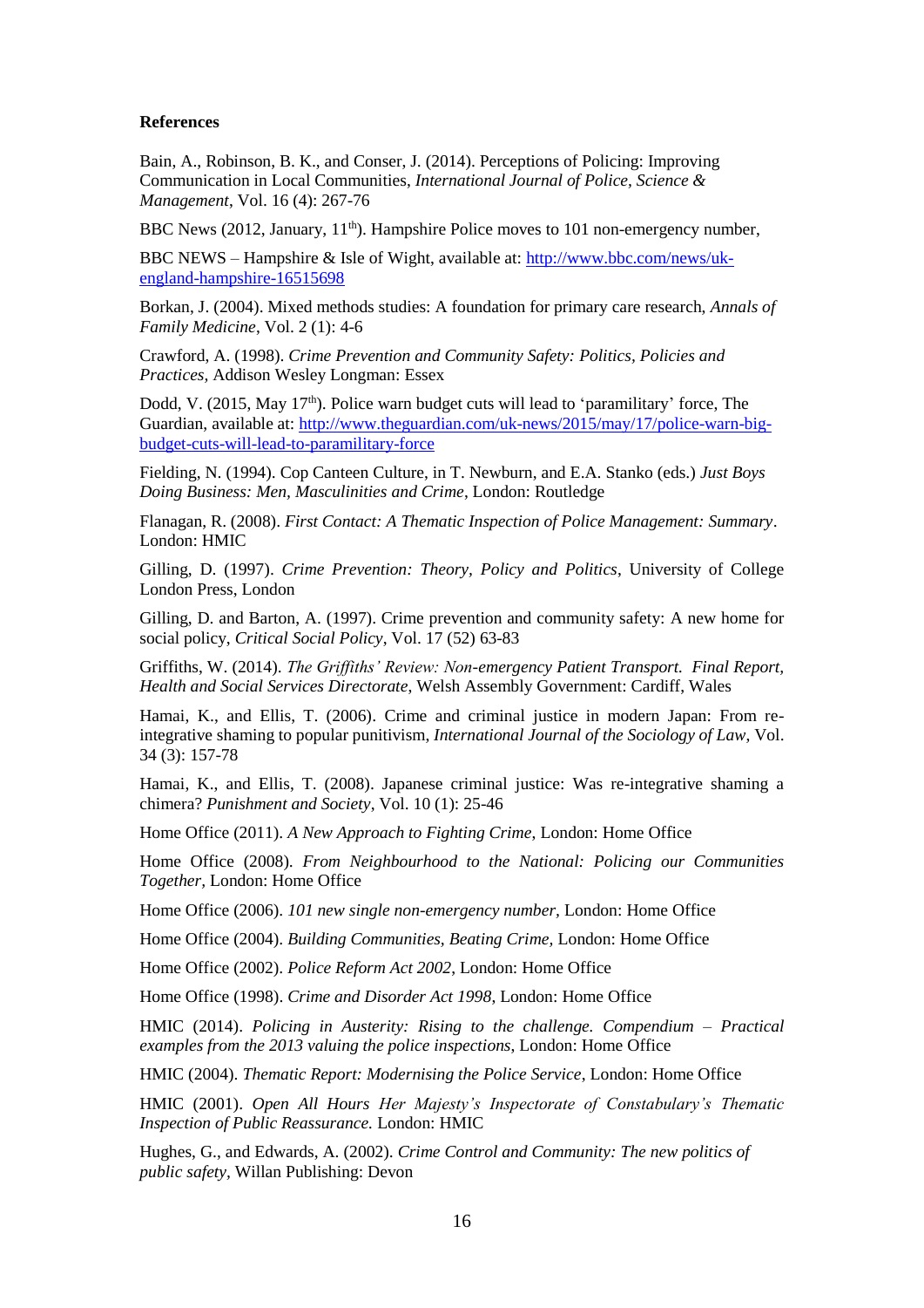**References**

Bain, A., Robinson, B. K., and Conser, J. (2014). Perceptions of Policing: Improving Communication in Local Communities, *International Journal of Police, Science & Management*, Vol. 16 (4): 267-76

BBC News (2012, January, 11th). Hampshire Police moves to 101 non-emergency number,

BBC NEWS – Hampshire & Isle of Wight, available at: http://www.bbc.com/news/uk-england-hampshire-16515698

Borkan, J. (2004). Mixed methods studies: A foundation for primary care research, *Annals of Family Medicine*, Vol. 2 (1): 4-6

Crawford, A. (1998). *Crime Prevention and Community Safety: Politics, Policies and Practices*, Addison Wesley Longman: Essex

Dodd, V. (2015, May 17th). Police warn budget cuts will lead to 'paramilitary' force, The Guardian, available at: http://www.theguardian.com/uk-news/2015/may/17/police-warn-big-budget-cuts-will-lead-to-paramilitary-force

Fielding, N. (1994). Cop Canteen Culture, in T. Newburn, and E.A. Stanko (eds.) *Just Boys Doing Business: Men, Masculinities and Crime*, London: Routledge

Flanagan, R. (2008). *First Contact: A Thematic Inspection of Police Management: Summary*. London: HMIC

Gilling, D. (1997). *Crime Prevention: Theory, Policy and Politics*, University of College London Press, London

Gilling, D. and Barton, A. (1997). Crime prevention and community safety: A new home for social policy, *Critical Social Policy*, Vol. 17 (52) 63-83

Griffiths, W. (2014). *The Griffiths' Review: Non-emergency Patient Transport. Final Report, Health and Social Services Directorate*, Welsh Assembly Government: Cardiff, Wales

Hamai, K., and Ellis, T. (2006). Crime and criminal justice in modern Japan: From re-integrative shaming to popular punitivism, *International Journal of the Sociology of Law*, Vol. 34 (3): 157-78

Hamai, K., and Ellis, T. (2008). Japanese criminal justice: Was re-integrative shaming a chimera? *Punishment and Society*, Vol. 10 (1): 25-46

Home Office (2011). *A New Approach to Fighting Crime*, London: Home Office

Home Office (2008). *From Neighbourhood to the National: Policing our Communities Together*, London: Home Office

Home Office (2006). *101 new single non-emergency number*, London: Home Office

Home Office (2004). *Building Communities, Beating Crime,* London: Home Office

Home Office (2002). *Police Reform Act 2002*, London: Home Office

Home Office (1998). *Crime and Disorder Act 1998*, London: Home Office

HMIC (2014). *Policing in Austerity: Rising to the challenge. Compendium – Practical examples from the 2013 valuing the police inspections*, London: Home Office

HMIC (2004). *Thematic Report: Modernising the Police Service*, London: Home Office

HMIC (2001). *Open All Hours Her Majesty's Inspectorate of Constabulary's Thematic Inspection of Public Reassurance.* London: HMIC

Hughes, G., and Edwards, A. (2002). *Crime Control and Community: The new politics of public safety*, Willan Publishing: Devon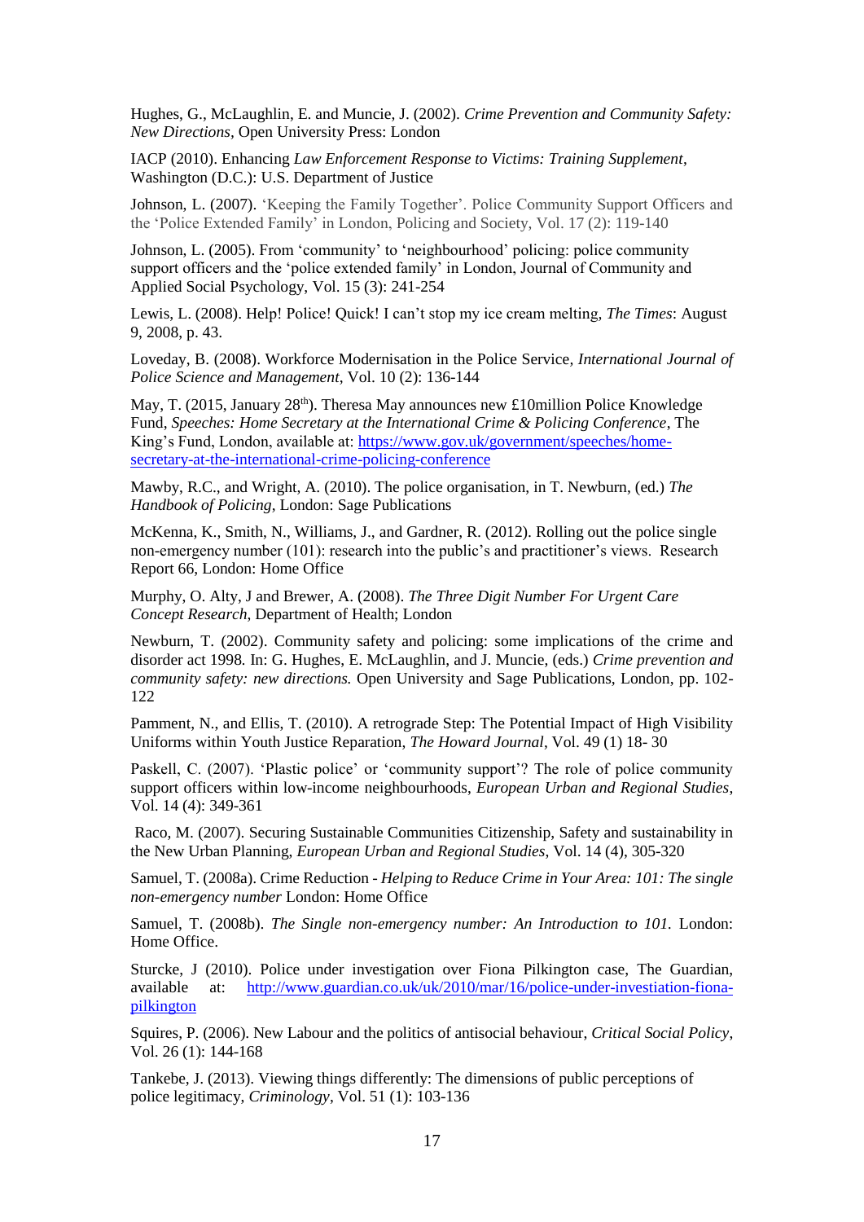Hughes, G., McLaughlin, E. and Muncie, J. (2002). *Crime Prevention and Community Safety: New Directions*, Open University Press: London

IACP (2010). Enhancing *Law Enforcement Response to Victims: Training Supplement*, Washington (D.C.): U.S. Department of Justice

Johnson, L. (2007). 'Keeping the Family Together'. Police Community Support Officers and the 'Police Extended Family' in London, Policing and Society, Vol. 17 (2): 119-140

Johnson, L. (2005). From 'community' to 'neighbourhood' policing: police community support officers and the 'police extended family' in London, Journal of Community and Applied Social Psychology, Vol. 15 (3): 241-254

Lewis, L. (2008). Help! Police! Quick! I can't stop my ice cream melting, *The Times*: August 9, 2008, p. 43.

Loveday, B. (2008). Workforce Modernisation in the Police Service, *International Journal of Police Science and Management*, Vol. 10 (2): 136-144

May, T. (2015, January 28th). Theresa May announces new £10million Police Knowledge Fund, *Speeches: Home Secretary at the International Crime & Policing Conference*, The King's Fund, London, available at: https://www.gov.uk/government/speeches/home-secretary-at-the-international-crime-policing-conference

Mawby, R.C., and Wright, A. (2010). The police organisation, in T. Newburn, (ed.) *The Handbook of Policing*, London: Sage Publications

McKenna, K., Smith, N., Williams, J., and Gardner, R. (2012). Rolling out the police single non-emergency number (101): research into the public's and practitioner's views. Research Report 66, London: Home Office

Murphy, O. Alty, J and Brewer, A. (2008). *The Three Digit Number For Urgent Care Concept Research*, Department of Health; London

Newburn, T. (2002). Community safety and policing: some implications of the crime and disorder act 1998*.* In: G. Hughes, E. McLaughlin, and J. Muncie, (eds.) *Crime prevention and community safety: new directions.* Open University and Sage Publications, London, pp. 102-122

Pamment, N., and Ellis, T. (2010). A retrograde Step: The Potential Impact of High Visibility Uniforms within Youth Justice Reparation, *The Howard Journal*, Vol. 49 (1) 18- 30

Paskell, C. (2007). 'Plastic police' or 'community support'? The role of police community support officers within low-income neighbourhoods, *European Urban and Regional Studies*, Vol. 14 (4): 349-361

Raco, M. (2007). Securing Sustainable Communities Citizenship, Safety and sustainability in the New Urban Planning, *European Urban and Regional Studies*, Vol. 14 (4), 305-320

Samuel, T. (2008a). Crime Reduction - *Helping to Reduce Crime in Your Area: 101: The single non-emergency number* London: Home Office

Samuel, T. (2008b). *The Single non-emergency number: An Introduction to 101.* London: Home Office.

Sturcke, J (2010). Police under investigation over Fiona Pilkington case, The Guardian, available at: http://www.guardian.co.uk/uk/2010/mar/16/police-under-investiation-fiona-pilkington

Squires, P. (2006). New Labour and the politics of antisocial behaviour, *Critical Social Policy*, Vol. 26 (1): 144-168

Tankebe, J. (2013). Viewing things differently: The dimensions of public perceptions of police legitimacy, *Criminology*, Vol. 51 (1): 103-136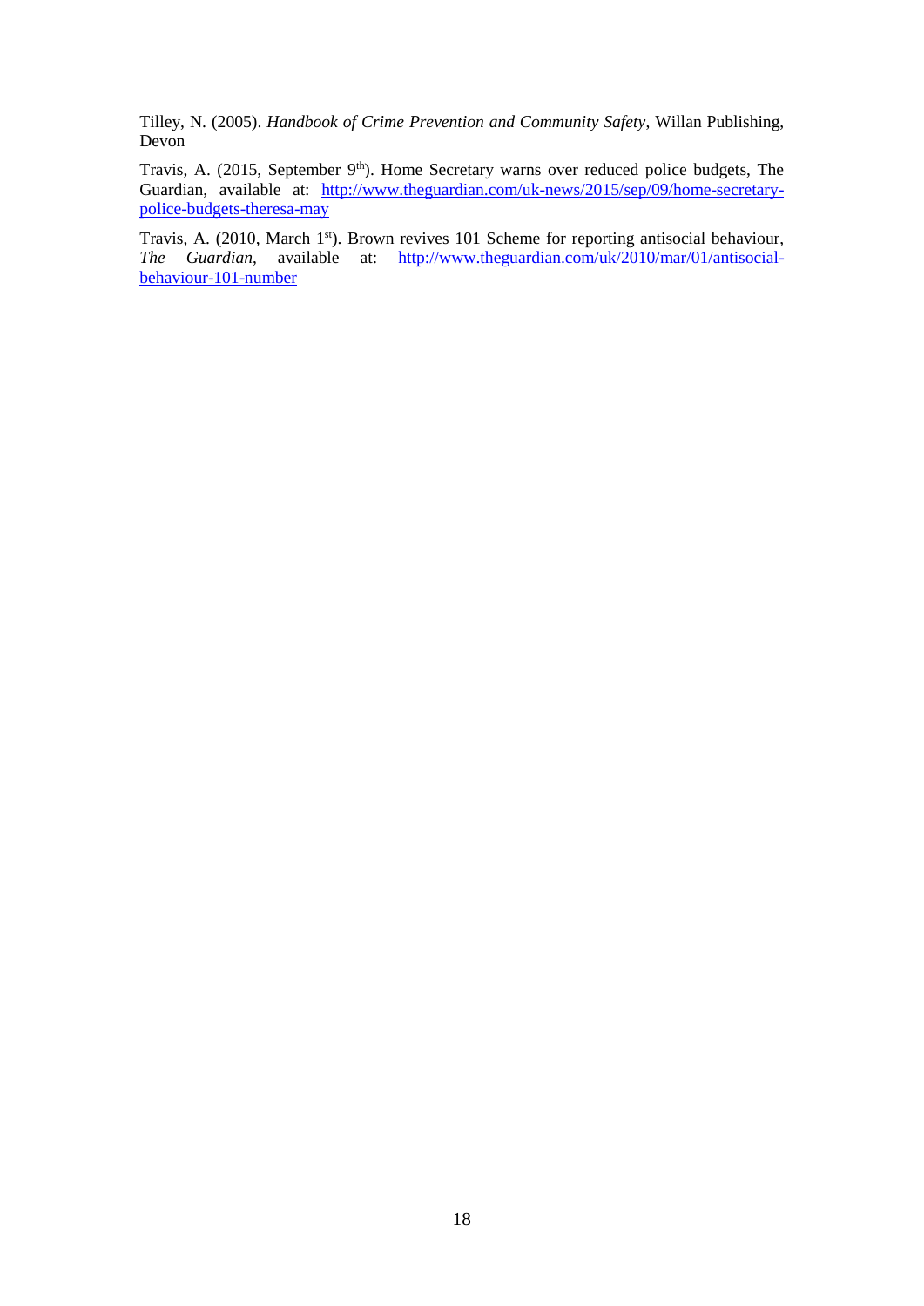Tilley, N. (2005). *Handbook of Crime Prevention and Community Safety*, Willan Publishing, Devon

Travis, A. (2015, September 9th). Home Secretary warns over reduced police budgets, The Guardian, available at: [http://www.theguardian.com/uk-news/2015/sep/09/home-secretary-police-budgets-theresa-may](http://www.theguardian.com/uk-news/2015/sep/09/home-secretary-police-budgets-theresa-may)

Travis, A. (2010, March 1st). Brown revives 101 Scheme for reporting antisocial behaviour, *The Guardian*, available at: [http://www.theguardian.com/uk/2010/mar/01/antisocial-behaviour-101-number](http://www.theguardian.com/uk/2010/mar/01/antisocial-behaviour-101-number)